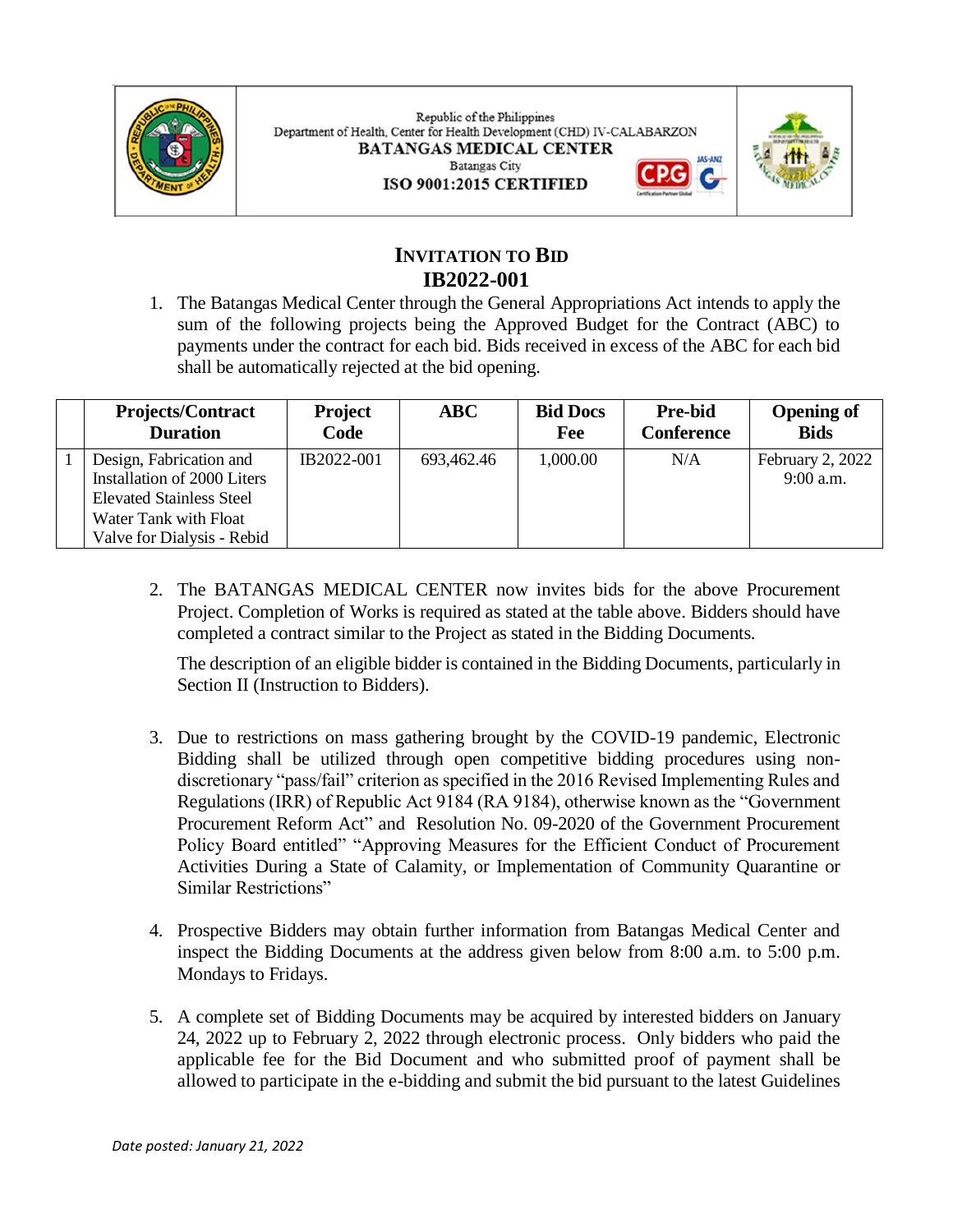Republic of the Philippines
Department of Health, Center for Health Development (CHD) IV-CALABARZON
**BATANGAS MEDICAL CENTER**
Batangas City
**ISO 9001:2015 CERTIFIED**

# INVITATION TO BID
## IB2022-001

1. The Batangas Medical Center through the General Appropriations Act intends to apply the sum of the following projects being the Approved Budget for the Contract (ABC) to payments under the contract for each bid. Bids received in excess of the ABC for each bid shall be automatically rejected at the bid opening.

| | Projects/Contract Duration | Project Code | ABC | Bid Docs Fee | Pre-bid Conference | Opening of Bids |
|---|---|---|---|---|---|---|
| 1 | Design, Fabrication and Installation of 2000 Liters Elevated Stainless Steel Water Tank with Float Valve for Dialysis - Rebid | IB2022-001 | 693,462.46 | 1,000.00 | N/A | February 2, 2022 9:00 a.m. |

2. The BATANGAS MEDICAL CENTER now invites bids for the above Procurement Project. Completion of Works is required as stated at the table above. Bidders should have completed a contract similar to the Project as stated in the Bidding Documents.

   The description of an eligible bidder is contained in the Bidding Documents, particularly in Section II (Instruction to Bidders).

3. Due to restrictions on mass gathering brought by the COVID-19 pandemic, Electronic Bidding shall be utilized through open competitive bidding procedures using non-discretionary "pass/fail" criterion as specified in the 2016 Revised Implementing Rules and Regulations (IRR) of Republic Act 9184 (RA 9184), otherwise known as the "Government Procurement Reform Act" and Resolution No. 09-2020 of the Government Procurement Policy Board entitled" "Approving Measures for the Efficient Conduct of Procurement Activities During a State of Calamity, or Implementation of Community Quarantine or Similar Restrictions"

4. Prospective Bidders may obtain further information from Batangas Medical Center and inspect the Bidding Documents at the address given below from 8:00 a.m. to 5:00 p.m. Mondays to Fridays.

5. A complete set of Bidding Documents may be acquired by interested bidders on January 24, 2022 up to February 2, 2022 through electronic process. Only bidders who paid the applicable fee for the Bid Document and who submitted proof of payment shall be allowed to participate in the e-bidding and submit the bid pursuant to the latest Guidelines

*Date posted: January 21, 2022*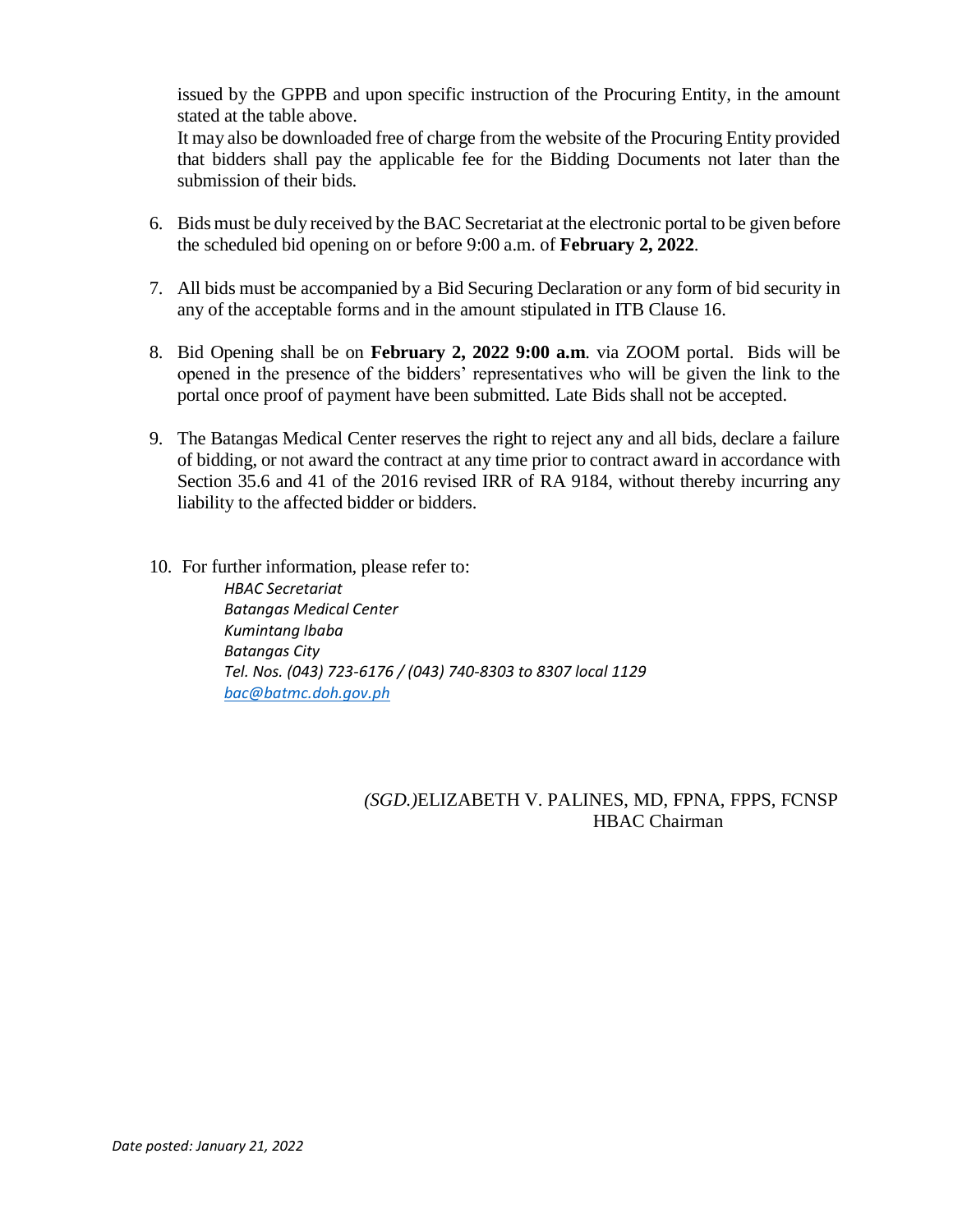issued by the GPPB and upon specific instruction of the Procuring Entity, in the amount stated at the table above.

It may also be downloaded free of charge from the website of the Procuring Entity provided that bidders shall pay the applicable fee for the Bidding Documents not later than the submission of their bids.

6. Bids must be duly received by the BAC Secretariat at the electronic portal to be given before the scheduled bid opening on or before 9:00 a.m. of **February 2, 2022**.

7. All bids must be accompanied by a Bid Securing Declaration or any form of bid security in any of the acceptable forms and in the amount stipulated in ITB Clause 16.

8. Bid Opening shall be on **February 2, 2022 9:00 a.m**. via ZOOM portal. Bids will be opened in the presence of the bidders' representatives who will be given the link to the portal once proof of payment have been submitted. Late Bids shall not be accepted.

9. The Batangas Medical Center reserves the right to reject any and all bids, declare a failure of bidding, or not award the contract at any time prior to contract award in accordance with Section 35.6 and 41 of the 2016 revised IRR of RA 9184, without thereby incurring any liability to the affected bidder or bidders.

10. For further information, please refer to:

*HBAC Secretariat*
*Batangas Medical Center*
*Kumintang Ibaba*
*Batangas City*
*Tel. Nos. (043) 723-6176 / (043) 740-8303 to 8307 local 1129*
*bac@batmc.doh.gov.ph*

*(SGD.)*ELIZABETH V. PALINES, MD, FPNA, FPPS, FCNSP
HBAC Chairman

*Date posted: January 21, 2022*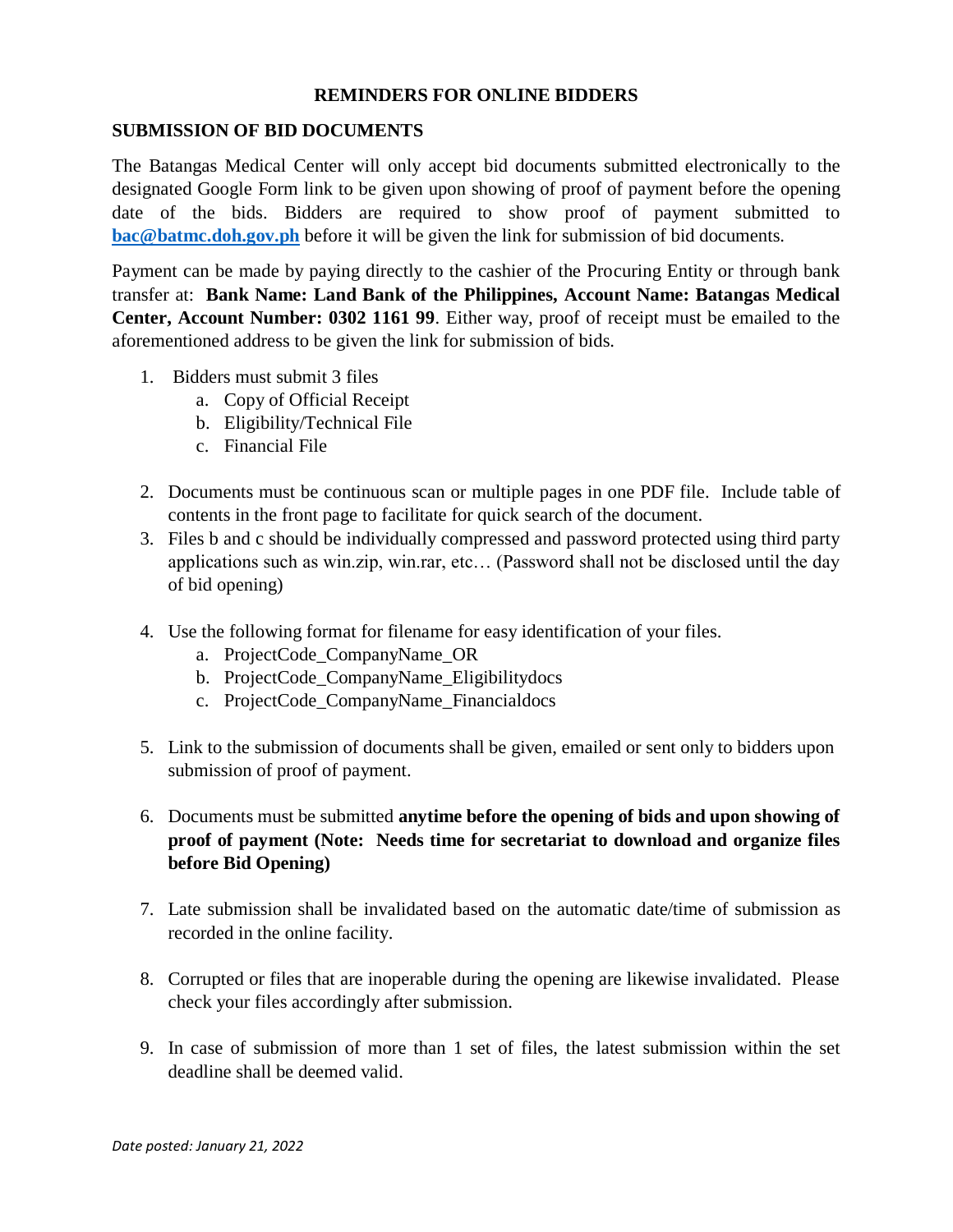# REMINDERS FOR ONLINE BIDDERS

## SUBMISSION OF BID DOCUMENTS

The Batangas Medical Center will only accept bid documents submitted electronically to the designated Google Form link to be given upon showing of proof of payment before the opening date of the bids. Bidders are required to show proof of payment submitted to **bac@batmc.doh.gov.ph** before it will be given the link for submission of bid documents.

Payment can be made by paying directly to the cashier of the Procuring Entity or through bank transfer at: **Bank Name: Land Bank of the Philippines, Account Name: Batangas Medical Center, Account Number: 0302 1161 99**. Either way, proof of receipt must be emailed to the aforementioned address to be given the link for submission of bids.

1. Bidders must submit 3 files
   a. Copy of Official Receipt
   b. Eligibility/Technical File
   c. Financial File

2. Documents must be continuous scan or multiple pages in one PDF file. Include table of contents in the front page to facilitate for quick search of the document.

3. Files b and c should be individually compressed and password protected using third party applications such as win.zip, win.rar, etc… (Password shall not be disclosed until the day of bid opening)

4. Use the following format for filename for easy identification of your files.
   a. ProjectCode_CompanyName_OR
   b. ProjectCode_CompanyName_Eligibilitydocs
   c. ProjectCode_CompanyName_Financialdocs

5. Link to the submission of documents shall be given, emailed or sent only to bidders upon submission of proof of payment.

6. Documents must be submitted **anytime before the opening of bids and upon showing of proof of payment (Note: Needs time for secretariat to download and organize files before Bid Opening)**

7. Late submission shall be invalidated based on the automatic date/time of submission as recorded in the online facility.

8. Corrupted or files that are inoperable during the opening are likewise invalidated. Please check your files accordingly after submission.

9. In case of submission of more than 1 set of files, the latest submission within the set deadline shall be deemed valid.

*Date posted: January 21, 2022*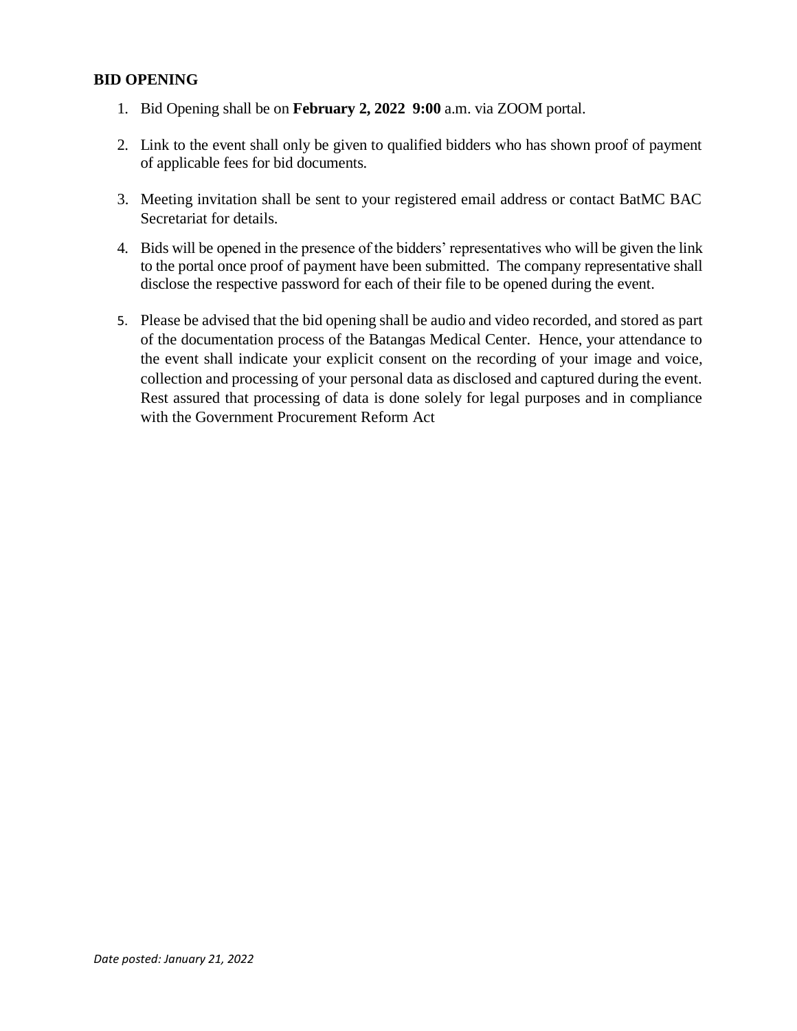**BID OPENING**

1. Bid Opening shall be on **February 2, 2022 9:00** a.m. via ZOOM portal.

2. Link to the event shall only be given to qualified bidders who has shown proof of payment of applicable fees for bid documents.

3. Meeting invitation shall be sent to your registered email address or contact BatMC BAC Secretariat for details.

4. Bids will be opened in the presence of the bidders' representatives who will be given the link to the portal once proof of payment have been submitted. The company representative shall disclose the respective password for each of their file to be opened during the event.

5. Please be advised that the bid opening shall be audio and video recorded, and stored as part of the documentation process of the Batangas Medical Center. Hence, your attendance to the event shall indicate your explicit consent on the recording of your image and voice, collection and processing of your personal data as disclosed and captured during the event. Rest assured that processing of data is done solely for legal purposes and in compliance with the Government Procurement Reform Act

*Date posted: January 21, 2022*